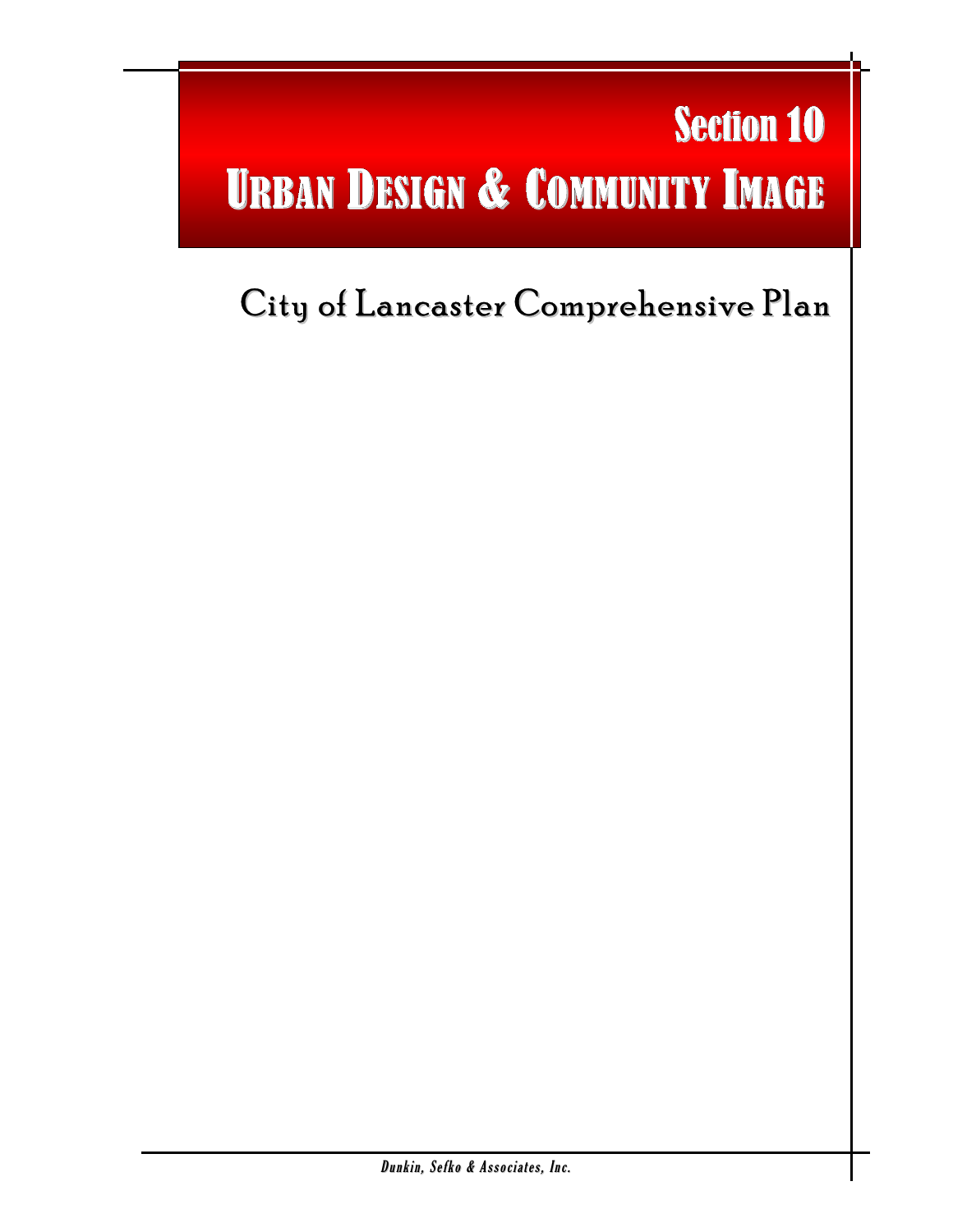# Section 10
# URBAN DESIGN & COMMUNITY IMAGE

## City of Lancaster Comprehensive Plan

*Dunkin, Sefko & Associates, Inc.*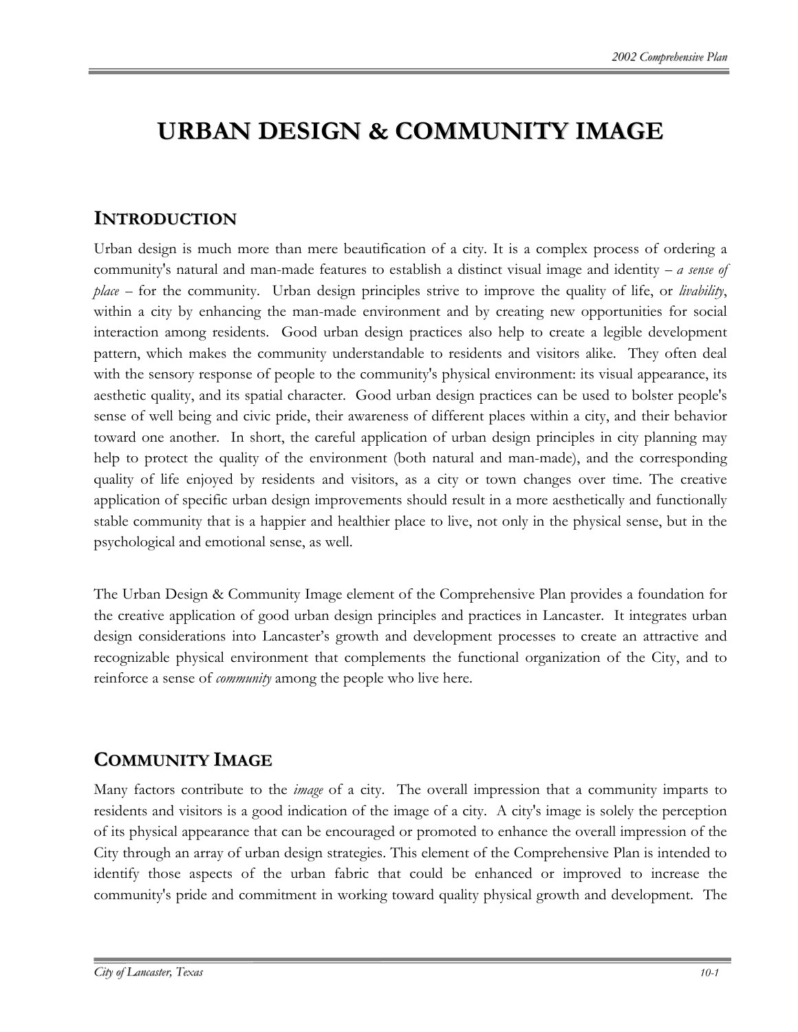# URBAN DESIGN & COMMUNITY IMAGE

## INTRODUCTION

Urban design is much more than mere beautification of a city. It is a complex process of ordering a community's natural and man-made features to establish a distinct visual image and identity – *a sense of place* – for the community. Urban design principles strive to improve the quality of life, or *livability*, within a city by enhancing the man-made environment and by creating new opportunities for social interaction among residents. Good urban design practices also help to create a legible development pattern, which makes the community understandable to residents and visitors alike. They often deal with the sensory response of people to the community's physical environment: its visual appearance, its aesthetic quality, and its spatial character. Good urban design practices can be used to bolster people's sense of well being and civic pride, their awareness of different places within a city, and their behavior toward one another. In short, the careful application of urban design principles in city planning may help to protect the quality of the environment (both natural and man-made), and the corresponding quality of life enjoyed by residents and visitors, as a city or town changes over time. The creative application of specific urban design improvements should result in a more aesthetically and functionally stable community that is a happier and healthier place to live, not only in the physical sense, but in the psychological and emotional sense, as well.

The Urban Design & Community Image element of the Comprehensive Plan provides a foundation for the creative application of good urban design principles and practices in Lancaster. It integrates urban design considerations into Lancaster's growth and development processes to create an attractive and recognizable physical environment that complements the functional organization of the City, and to reinforce a sense of *community* among the people who live here.

## COMMUNITY IMAGE

Many factors contribute to the *image* of a city. The overall impression that a community imparts to residents and visitors is a good indication of the image of a city. A city's image is solely the perception of its physical appearance that can be encouraged or promoted to enhance the overall impression of the City through an array of urban design strategies. This element of the Comprehensive Plan is intended to identify those aspects of the urban fabric that could be enhanced or improved to increase the community's pride and commitment in working toward quality physical growth and development. The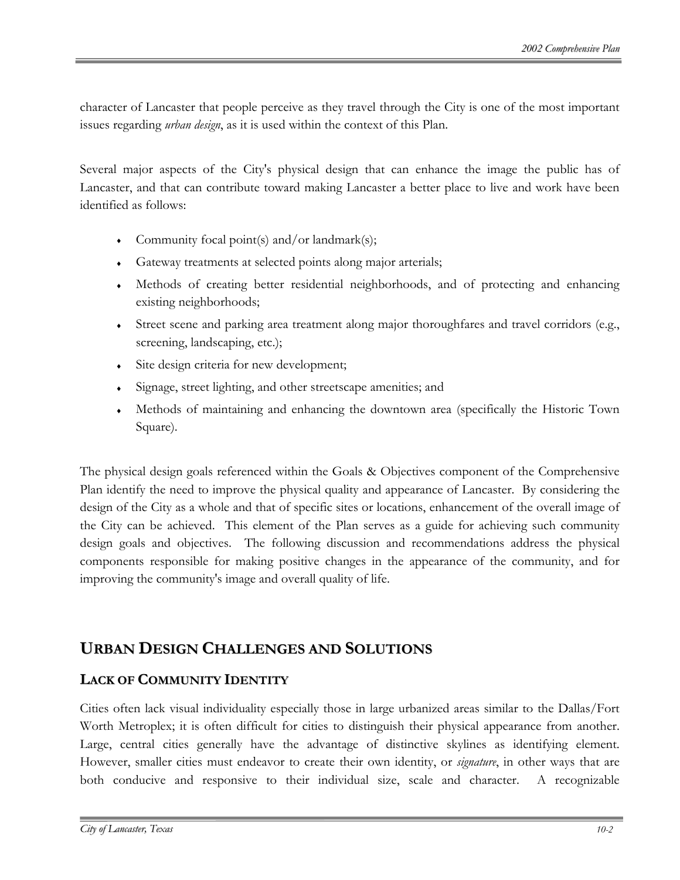character of Lancaster that people perceive as they travel through the City is one of the most important issues regarding *urban design*, as it is used within the context of this Plan.

Several major aspects of the City's physical design that can enhance the image the public has of Lancaster, and that can contribute toward making Lancaster a better place to live and work have been identified as follows:

- Community focal point(s) and/or landmark(s);
- Gateway treatments at selected points along major arterials;
- Methods of creating better residential neighborhoods, and of protecting and enhancing existing neighborhoods;
- Street scene and parking area treatment along major thoroughfares and travel corridors (e.g., screening, landscaping, etc.);
- Site design criteria for new development;
- Signage, street lighting, and other streetscape amenities; and
- Methods of maintaining and enhancing the downtown area (specifically the Historic Town Square).

The physical design goals referenced within the Goals & Objectives component of the Comprehensive Plan identify the need to improve the physical quality and appearance of Lancaster. By considering the design of the City as a whole and that of specific sites or locations, enhancement of the overall image of the City can be achieved. This element of the Plan serves as a guide for achieving such community design goals and objectives. The following discussion and recommendations address the physical components responsible for making positive changes in the appearance of the community, and for improving the community's image and overall quality of life.

## URBAN DESIGN CHALLENGES AND SOLUTIONS

### LACK OF COMMUNITY IDENTITY

Cities often lack visual individuality especially those in large urbanized areas similar to the Dallas/Fort Worth Metroplex; it is often difficult for cities to distinguish their physical appearance from another. Large, central cities generally have the advantage of distinctive skylines as identifying element. However, smaller cities must endeavor to create their own identity, or *signature*, in other ways that are both conducive and responsive to their individual size, scale and character. A recognizable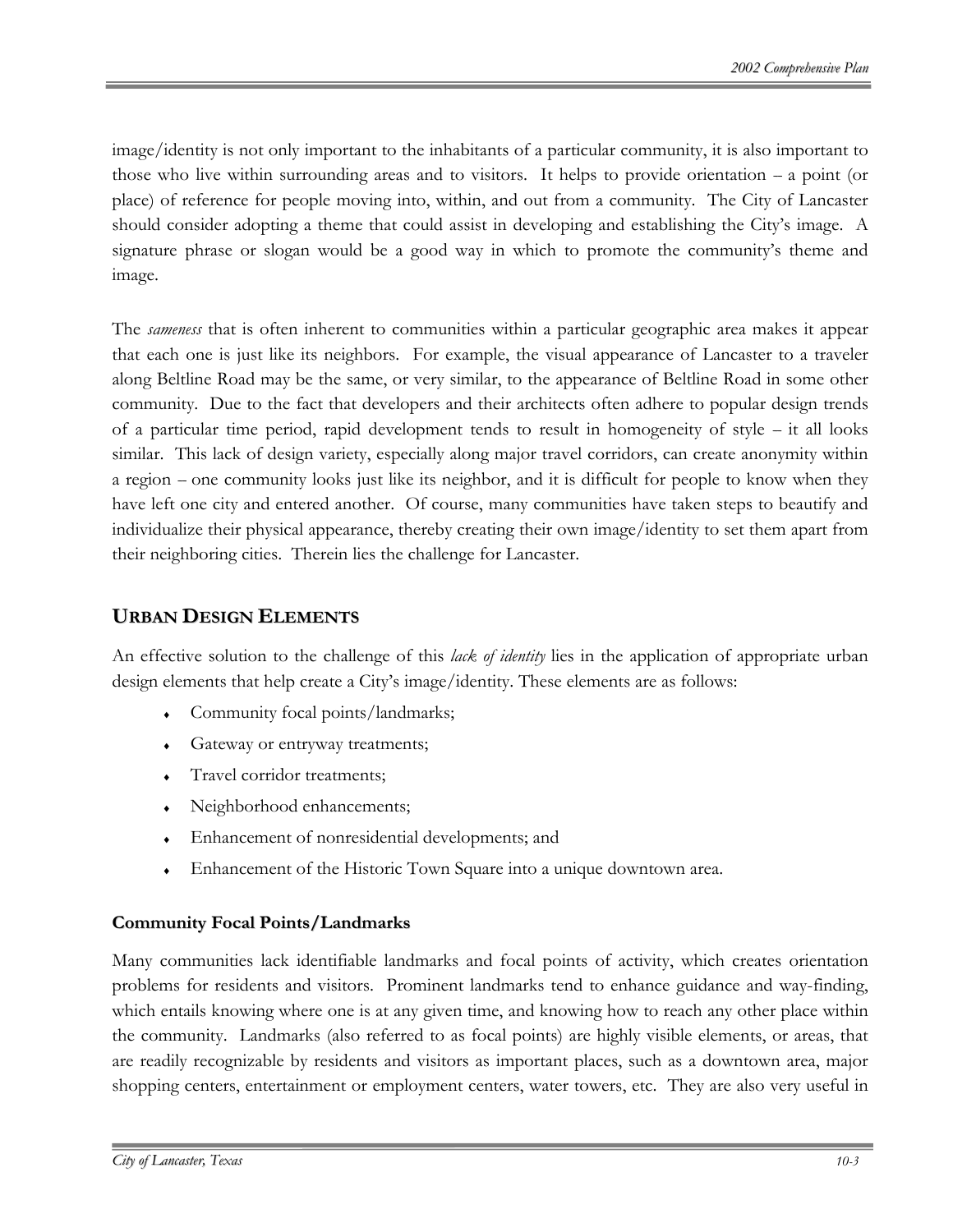image/identity is not only important to the inhabitants of a particular community, it is also important to those who live within surrounding areas and to visitors. It helps to provide orientation – a point (or place) of reference for people moving into, within, and out from a community. The City of Lancaster should consider adopting a theme that could assist in developing and establishing the City's image. A signature phrase or slogan would be a good way in which to promote the community's theme and image.

The *sameness* that is often inherent to communities within a particular geographic area makes it appear that each one is just like its neighbors. For example, the visual appearance of Lancaster to a traveler along Beltline Road may be the same, or very similar, to the appearance of Beltline Road in some other community. Due to the fact that developers and their architects often adhere to popular design trends of a particular time period, rapid development tends to result in homogeneity of style – it all looks similar. This lack of design variety, especially along major travel corridors, can create anonymity within a region – one community looks just like its neighbor, and it is difficult for people to know when they have left one city and entered another. Of course, many communities have taken steps to beautify and individualize their physical appearance, thereby creating their own image/identity to set them apart from their neighboring cities. Therein lies the challenge for Lancaster.

## URBAN DESIGN ELEMENTS

An effective solution to the challenge of this *lack of identity* lies in the application of appropriate urban design elements that help create a City's image/identity. These elements are as follows:

- Community focal points/landmarks;
- Gateway or entryway treatments;
- Travel corridor treatments;
- Neighborhood enhancements;
- Enhancement of nonresidential developments; and
- Enhancement of the Historic Town Square into a unique downtown area.

### Community Focal Points/Landmarks

Many communities lack identifiable landmarks and focal points of activity, which creates orientation problems for residents and visitors. Prominent landmarks tend to enhance guidance and way-finding, which entails knowing where one is at any given time, and knowing how to reach any other place within the community. Landmarks (also referred to as focal points) are highly visible elements, or areas, that are readily recognizable by residents and visitors as important places, such as a downtown area, major shopping centers, entertainment or employment centers, water towers, etc. They are also very useful in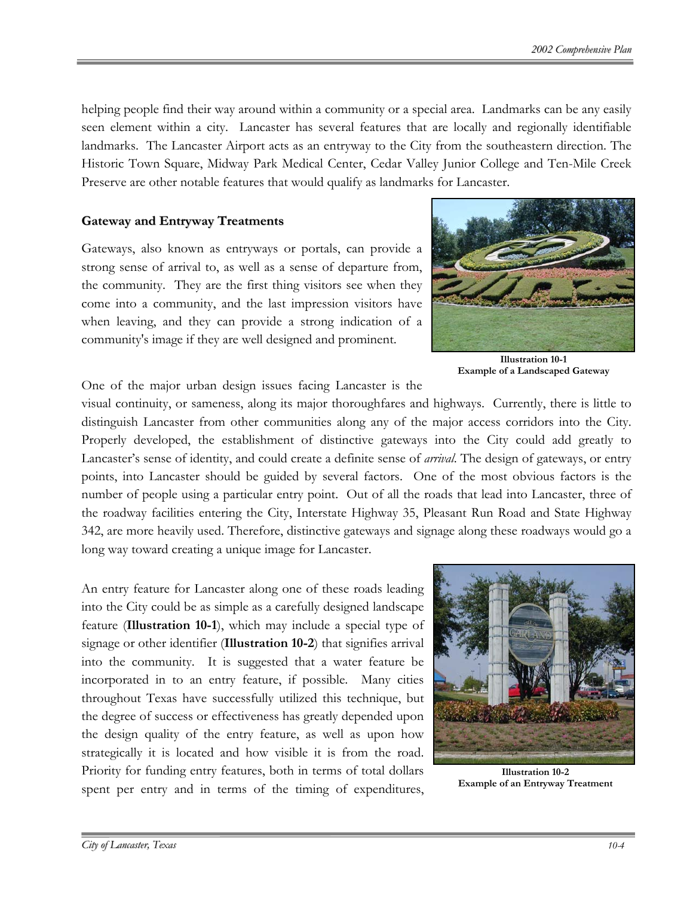helping people find their way around within a community or a special area. Landmarks can be any easily seen element within a city. Lancaster has several features that are locally and regionally identifiable landmarks. The Lancaster Airport acts as an entryway to the City from the southeastern direction. The Historic Town Square, Midway Park Medical Center, Cedar Valley Junior College and Ten-Mile Creek Preserve are other notable features that would qualify as landmarks for Lancaster.

### Gateway and Entryway Treatments

Gateways, also known as entryways or portals, can provide a strong sense of arrival to, as well as a sense of departure from, the community. They are the first thing visitors see when they come into a community, and the last impression visitors have when leaving, and they can provide a strong indication of a community's image if they are well designed and prominent.

**Illustration 10-1**
**Example of a Landscaped Gateway**

One of the major urban design issues facing Lancaster is the visual continuity, or sameness, along its major thoroughfares and highways. Currently, there is little to distinguish Lancaster from other communities along any of the major access corridors into the City. Properly developed, the establishment of distinctive gateways into the City could add greatly to Lancaster's sense of identity, and could create a definite sense of *arrival*. The design of gateways, or entry points, into Lancaster should be guided by several factors. One of the most obvious factors is the number of people using a particular entry point. Out of all the roads that lead into Lancaster, three of the roadway facilities entering the City, Interstate Highway 35, Pleasant Run Road and State Highway 342, are more heavily used. Therefore, distinctive gateways and signage along these roadways would go a long way toward creating a unique image for Lancaster.

An entry feature for Lancaster along one of these roads leading into the City could be as simple as a carefully designed landscape feature (**Illustration 10-1**), which may include a special type of signage or other identifier (**Illustration 10-2**) that signifies arrival into the community. It is suggested that a water feature be incorporated in to an entry feature, if possible. Many cities throughout Texas have successfully utilized this technique, but the degree of success or effectiveness has greatly depended upon the design quality of the entry feature, as well as upon how strategically it is located and how visible it is from the road. Priority for funding entry features, both in terms of total dollars spent per entry and in terms of the timing of expenditures,

**Illustration 10-2**
**Example of an Entryway Treatment**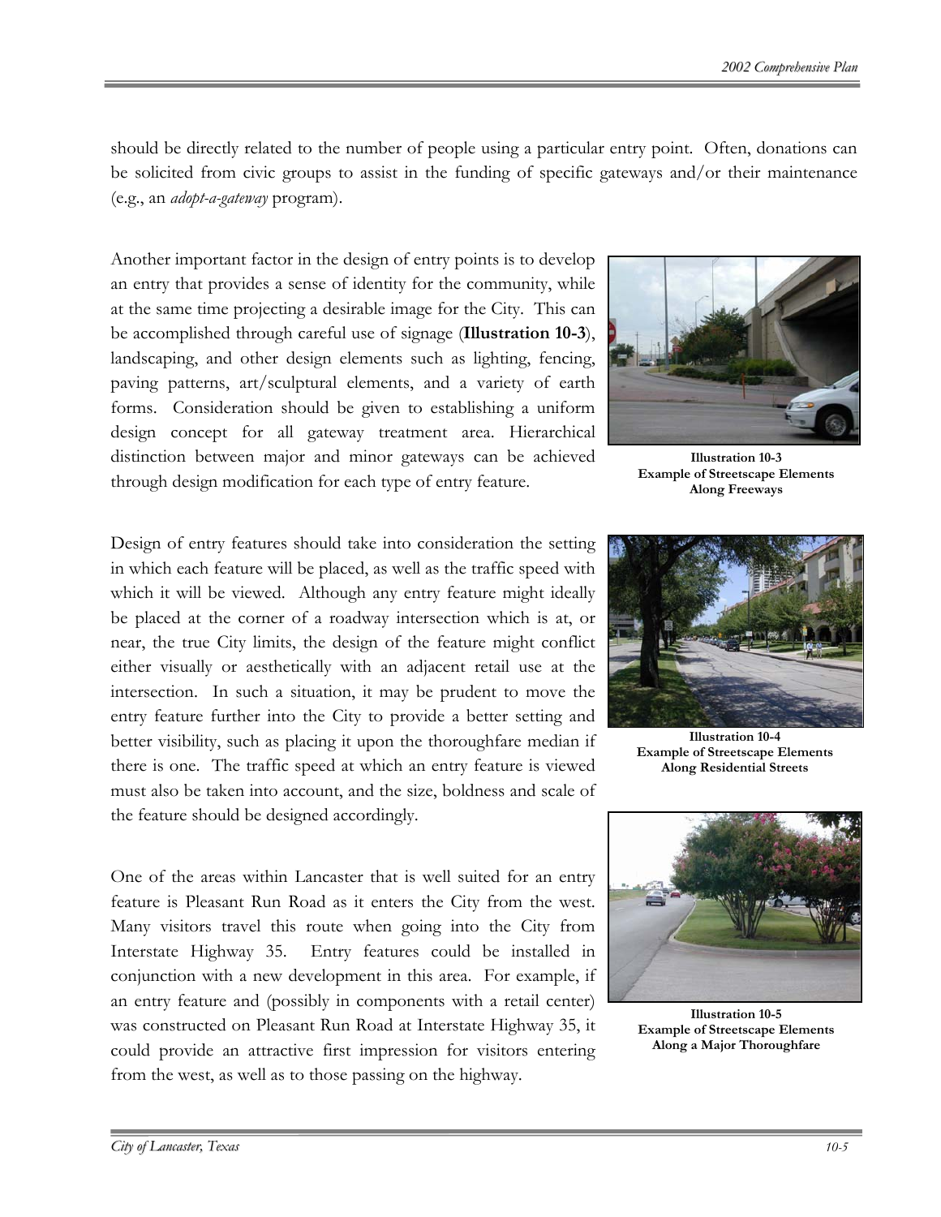should be directly related to the number of people using a particular entry point. Often, donations can be solicited from civic groups to assist in the funding of specific gateways and/or their maintenance (e.g., an *adopt-a-gateway* program).

Another important factor in the design of entry points is to develop an entry that provides a sense of identity for the community, while at the same time projecting a desirable image for the City. This can be accomplished through careful use of signage (**Illustration 10-3**), landscaping, and other design elements such as lighting, fencing, paving patterns, art/sculptural elements, and a variety of earth forms. Consideration should be given to establishing a uniform design concept for all gateway treatment area. Hierarchical distinction between major and minor gateways can be achieved through design modification for each type of entry feature.

**Illustration 10-3**
**Example of Streetscape Elements Along Freeways**

Design of entry features should take into consideration the setting in which each feature will be placed, as well as the traffic speed with which it will be viewed. Although any entry feature might ideally be placed at the corner of a roadway intersection which is at, or near, the true City limits, the design of the feature might conflict either visually or aesthetically with an adjacent retail use at the intersection. In such a situation, it may be prudent to move the entry feature further into the City to provide a better setting and better visibility, such as placing it upon the thoroughfare median if there is one. The traffic speed at which an entry feature is viewed must also be taken into account, and the size, boldness and scale of the feature should be designed accordingly.

**Illustration 10-4**
**Example of Streetscape Elements Along Residential Streets**

One of the areas within Lancaster that is well suited for an entry feature is Pleasant Run Road as it enters the City from the west. Many visitors travel this route when going into the City from Interstate Highway 35. Entry features could be installed in conjunction with a new development in this area. For example, if an entry feature and (possibly in components with a retail center) was constructed on Pleasant Run Road at Interstate Highway 35, it could provide an attractive first impression for visitors entering from the west, as well as to those passing on the highway.

**Illustration 10-5**
**Example of Streetscape Elements Along a Major Thoroughfare**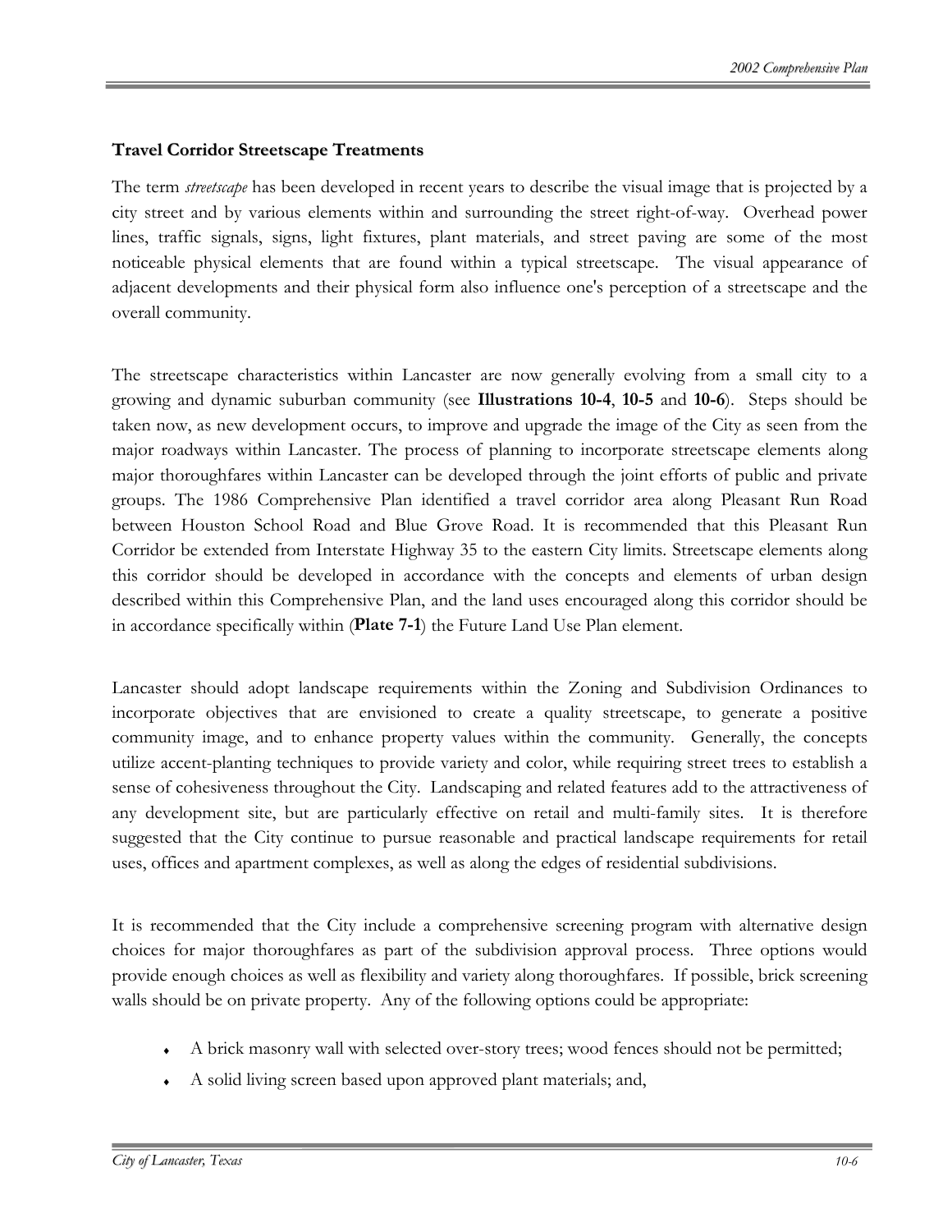### Travel Corridor Streetscape Treatments

The term *streetscape* has been developed in recent years to describe the visual image that is projected by a city street and by various elements within and surrounding the street right-of-way. Overhead power lines, traffic signals, signs, light fixtures, plant materials, and street paving are some of the most noticeable physical elements that are found within a typical streetscape. The visual appearance of adjacent developments and their physical form also influence one's perception of a streetscape and the overall community.

The streetscape characteristics within Lancaster are now generally evolving from a small city to a growing and dynamic suburban community (see **Illustrations 10-4**, **10-5** and **10-6**). Steps should be taken now, as new development occurs, to improve and upgrade the image of the City as seen from the major roadways within Lancaster. The process of planning to incorporate streetscape elements along major thoroughfares within Lancaster can be developed through the joint efforts of public and private groups. The 1986 Comprehensive Plan identified a travel corridor area along Pleasant Run Road between Houston School Road and Blue Grove Road. It is recommended that this Pleasant Run Corridor be extended from Interstate Highway 35 to the eastern City limits. Streetscape elements along this corridor should be developed in accordance with the concepts and elements of urban design described within this Comprehensive Plan, and the land uses encouraged along this corridor should be in accordance specifically within (**Plate 7-1**) the Future Land Use Plan element.

Lancaster should adopt landscape requirements within the Zoning and Subdivision Ordinances to incorporate objectives that are envisioned to create a quality streetscape, to generate a positive community image, and to enhance property values within the community. Generally, the concepts utilize accent-planting techniques to provide variety and color, while requiring street trees to establish a sense of cohesiveness throughout the City. Landscaping and related features add to the attractiveness of any development site, but are particularly effective on retail and multi-family sites. It is therefore suggested that the City continue to pursue reasonable and practical landscape requirements for retail uses, offices and apartment complexes, as well as along the edges of residential subdivisions.

It is recommended that the City include a comprehensive screening program with alternative design choices for major thoroughfares as part of the subdivision approval process. Three options would provide enough choices as well as flexibility and variety along thoroughfares. If possible, brick screening walls should be on private property. Any of the following options could be appropriate:

- A brick masonry wall with selected over-story trees; wood fences should not be permitted;
- A solid living screen based upon approved plant materials; and,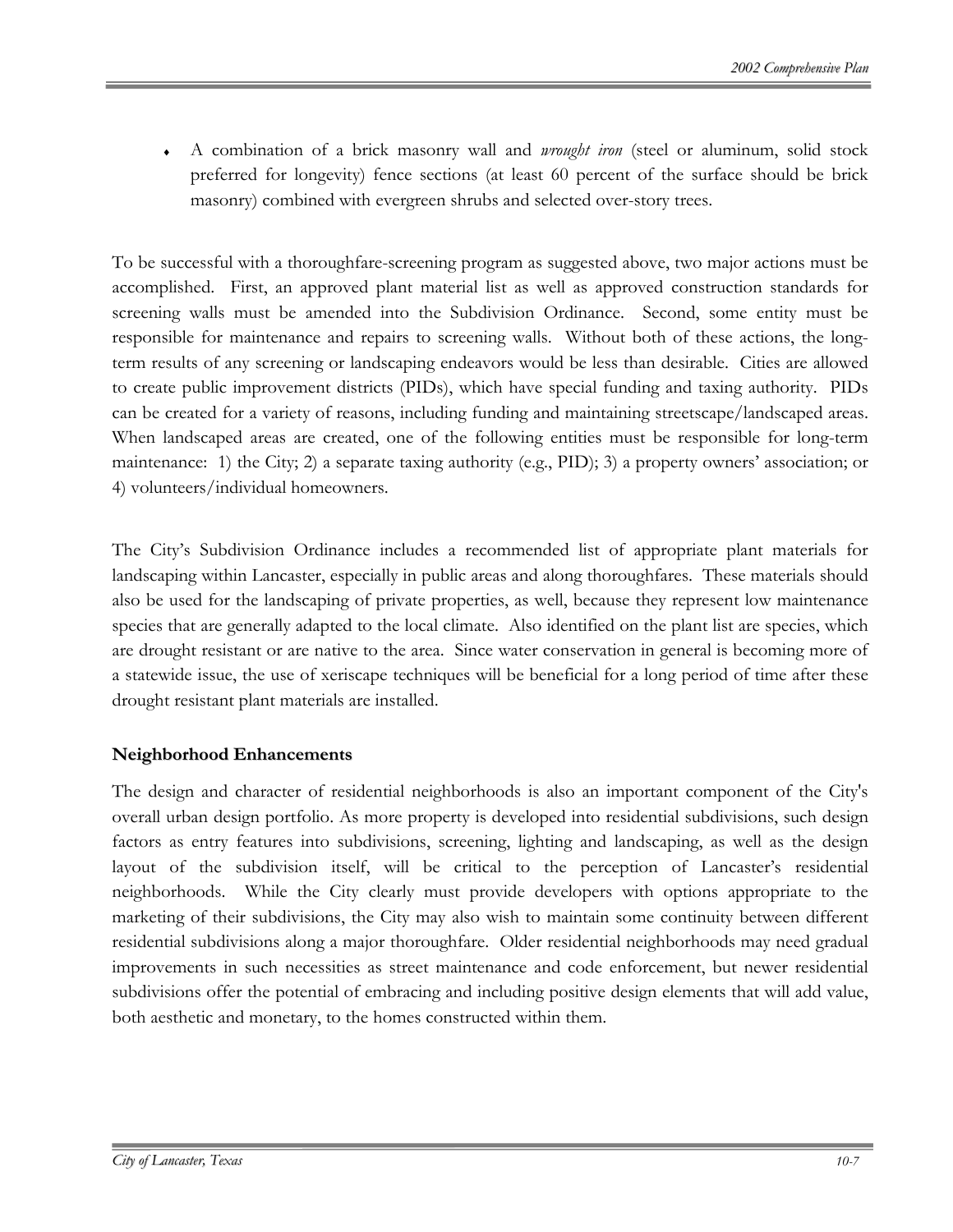- A combination of a brick masonry wall and *wrought iron* (steel or aluminum, solid stock preferred for longevity) fence sections (at least 60 percent of the surface should be brick masonry) combined with evergreen shrubs and selected over-story trees.

To be successful with a thoroughfare-screening program as suggested above, two major actions must be accomplished. First, an approved plant material list as well as approved construction standards for screening walls must be amended into the Subdivision Ordinance. Second, some entity must be responsible for maintenance and repairs to screening walls. Without both of these actions, the long-term results of any screening or landscaping endeavors would be less than desirable. Cities are allowed to create public improvement districts (PIDs), which have special funding and taxing authority. PIDs can be created for a variety of reasons, including funding and maintaining streetscape/landscaped areas. When landscaped areas are created, one of the following entities must be responsible for long-term maintenance: 1) the City; 2) a separate taxing authority (e.g., PID); 3) a property owners' association; or 4) volunteers/individual homeowners.

The City's Subdivision Ordinance includes a recommended list of appropriate plant materials for landscaping within Lancaster, especially in public areas and along thoroughfares. These materials should also be used for the landscaping of private properties, as well, because they represent low maintenance species that are generally adapted to the local climate. Also identified on the plant list are species, which are drought resistant or are native to the area. Since water conservation in general is becoming more of a statewide issue, the use of xeriscape techniques will be beneficial for a long period of time after these drought resistant plant materials are installed.

### Neighborhood Enhancements

The design and character of residential neighborhoods is also an important component of the City's overall urban design portfolio. As more property is developed into residential subdivisions, such design factors as entry features into subdivisions, screening, lighting and landscaping, as well as the design layout of the subdivision itself, will be critical to the perception of Lancaster's residential neighborhoods. While the City clearly must provide developers with options appropriate to the marketing of their subdivisions, the City may also wish to maintain some continuity between different residential subdivisions along a major thoroughfare. Older residential neighborhoods may need gradual improvements in such necessities as street maintenance and code enforcement, but newer residential subdivisions offer the potential of embracing and including positive design elements that will add value, both aesthetic and monetary, to the homes constructed within them.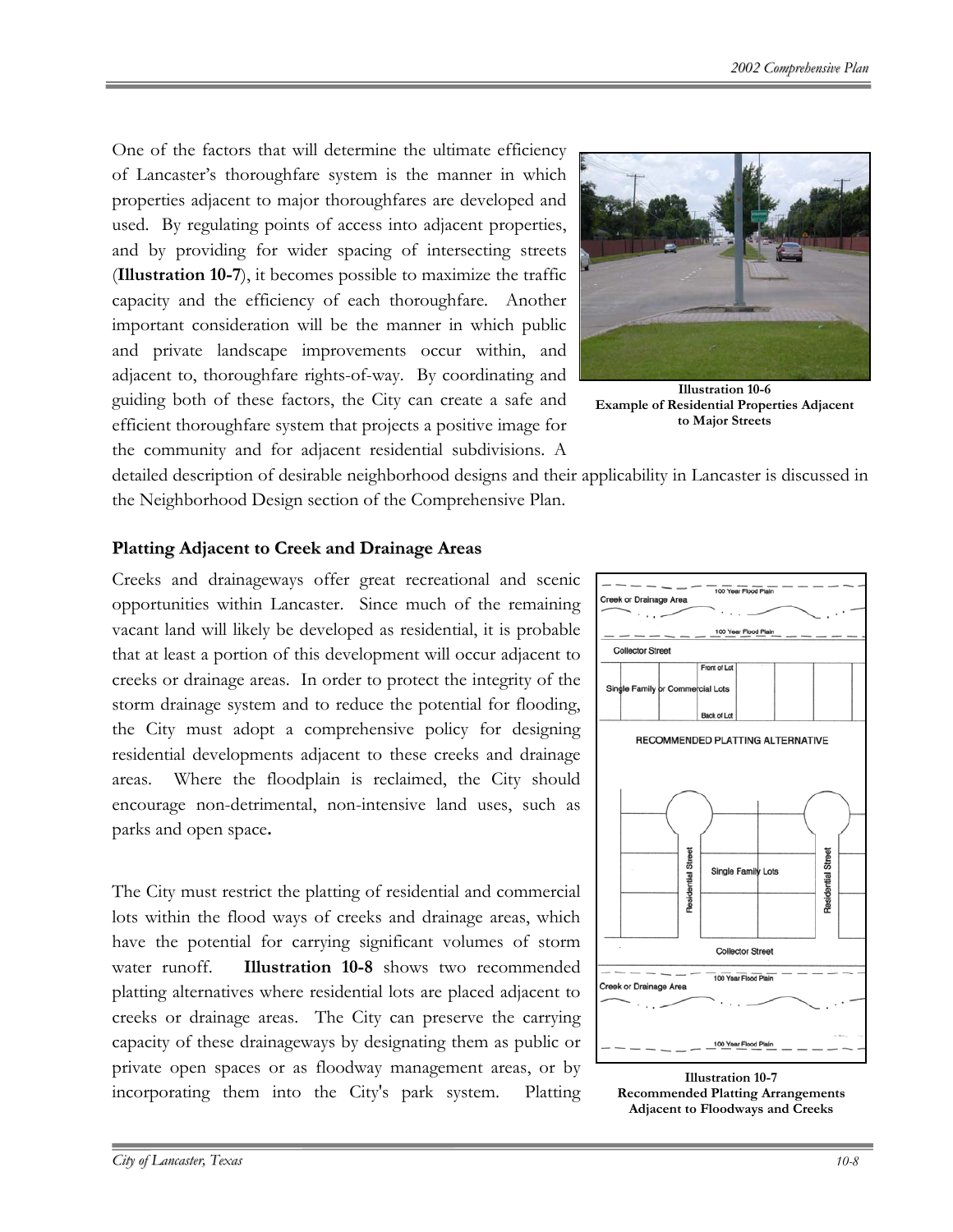One of the factors that will determine the ultimate efficiency of Lancaster's thoroughfare system is the manner in which properties adjacent to major thoroughfares are developed and used. By regulating points of access into adjacent properties, and by providing for wider spacing of intersecting streets (**Illustration 10-7**), it becomes possible to maximize the traffic capacity and the efficiency of each thoroughfare. Another important consideration will be the manner in which public and private landscape improvements occur within, and adjacent to, thoroughfare rights-of-way. By coordinating and guiding both of these factors, the City can create a safe and efficient thoroughfare system that projects a positive image for the community and for adjacent residential subdivisions. A detailed description of desirable neighborhood designs and their applicability in Lancaster is discussed in the Neighborhood Design section of the Comprehensive Plan.

**Illustration 10-6**
**Example of Residential Properties Adjacent to Major Streets**

### Platting Adjacent to Creek and Drainage Areas

Creeks and drainageways offer great recreational and scenic opportunities within Lancaster. Since much of the remaining vacant land will likely be developed as residential, it is probable that at least a portion of this development will occur adjacent to creeks or drainage areas. In order to protect the integrity of the storm drainage system and to reduce the potential for flooding, the City must adopt a comprehensive policy for designing residential developments adjacent to these creeks and drainage areas. Where the floodplain is reclaimed, the City should encourage non-detrimental, non-intensive land uses, such as parks and open space**.**

The City must restrict the platting of residential and commercial lots within the flood ways of creeks and drainage areas, which have the potential for carrying significant volumes of storm water runoff. **Illustration 10-8** shows two recommended platting alternatives where residential lots are placed adjacent to creeks or drainage areas. The City can preserve the carrying capacity of these drainageways by designating them as public or private open spaces or as floodway management areas, or by incorporating them into the City's park system. Platting

**Illustration 10-7**
**Recommended Platting Arrangements Adjacent to Floodways and Creeks**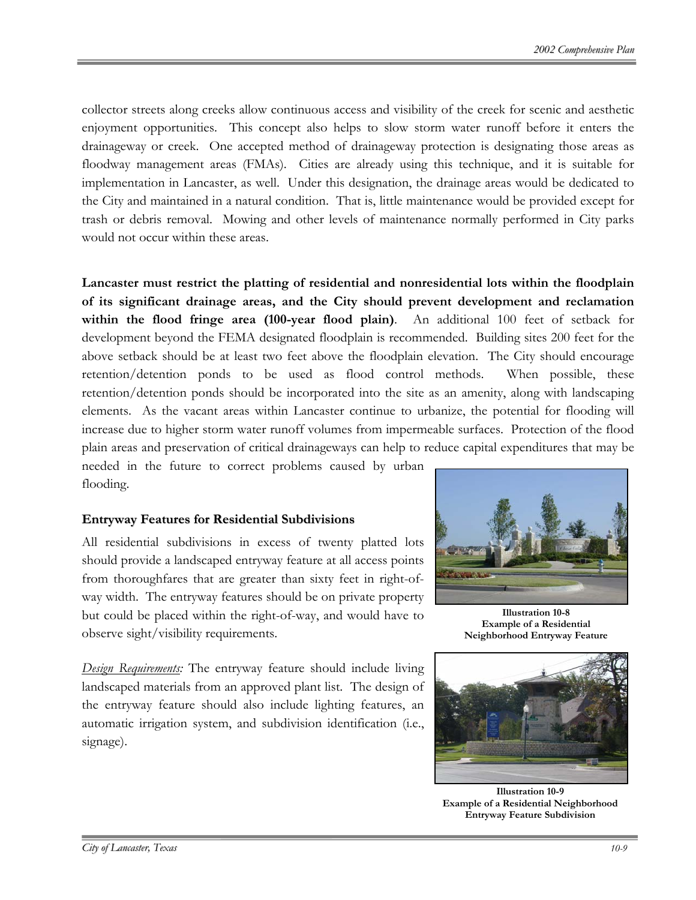collector streets along creeks allow continuous access and visibility of the creek for scenic and aesthetic enjoyment opportunities. This concept also helps to slow storm water runoff before it enters the drainageway or creek. One accepted method of drainageway protection is designating those areas as floodway management areas (FMAs). Cities are already using this technique, and it is suitable for implementation in Lancaster, as well. Under this designation, the drainage areas would be dedicated to the City and maintained in a natural condition. That is, little maintenance would be provided except for trash or debris removal. Mowing and other levels of maintenance normally performed in City parks would not occur within these areas.

**Lancaster must restrict the platting of residential and nonresidential lots within the floodplain of its significant drainage areas, and the City should prevent development and reclamation within the flood fringe area (100-year flood plain)**. An additional 100 feet of setback for development beyond the FEMA designated floodplain is recommended. Building sites 200 feet for the above setback should be at least two feet above the floodplain elevation. The City should encourage retention/detention ponds to be used as flood control methods. When possible, these retention/detention ponds should be incorporated into the site as an amenity, along with landscaping elements. As the vacant areas within Lancaster continue to urbanize, the potential for flooding will increase due to higher storm water runoff volumes from impermeable surfaces. Protection of the flood plain areas and preservation of critical drainageways can help to reduce capital expenditures that may be needed in the future to correct problems caused by urban flooding.

### Entryway Features for Residential Subdivisions

All residential subdivisions in excess of twenty platted lots should provide a landscaped entryway feature at all access points from thoroughfares that are greater than sixty feet in right-of-way width. The entryway features should be on private property but could be placed within the right-of-way, and would have to observe sight/visibility requirements.

**Illustration 10-8**
**Example of a Residential Neighborhood Entryway Feature**

*Design Requirements:* The entryway feature should include living landscaped materials from an approved plant list. The design of the entryway feature should also include lighting features, an automatic irrigation system, and subdivision identification (i.e., signage).

**Illustration 10-9**
**Example of a Residential Neighborhood Entryway Feature Subdivision**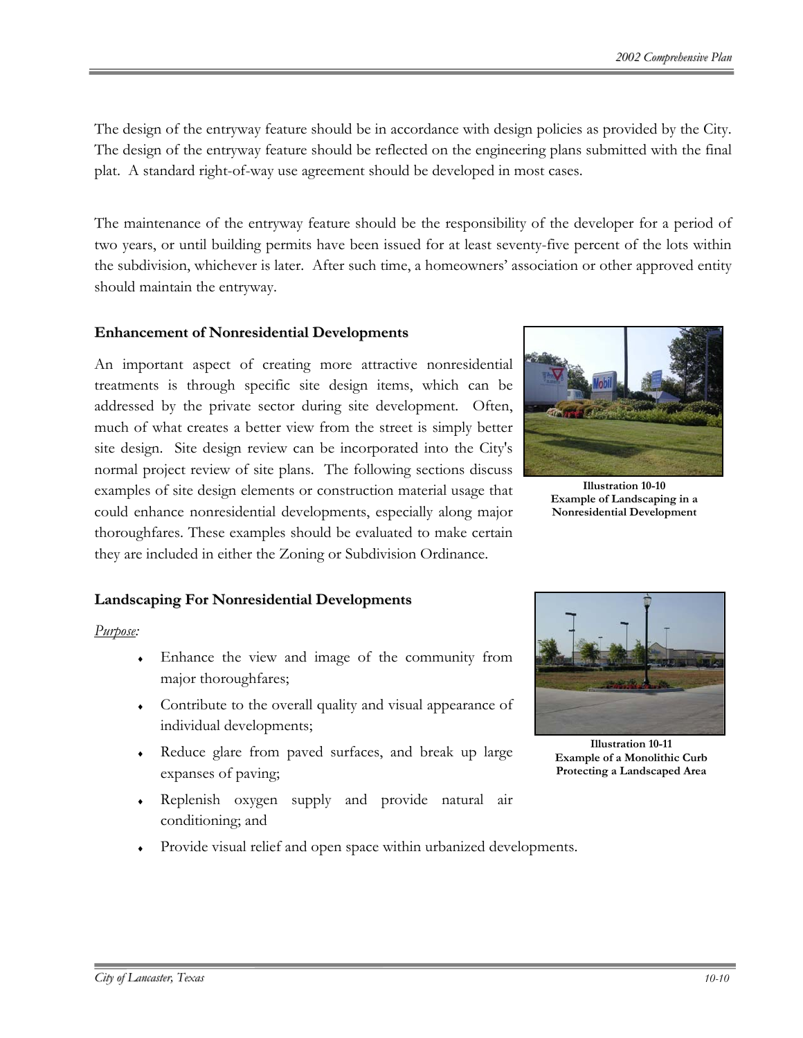The design of the entryway feature should be in accordance with design policies as provided by the City. The design of the entryway feature should be reflected on the engineering plans submitted with the final plat. A standard right-of-way use agreement should be developed in most cases.

The maintenance of the entryway feature should be the responsibility of the developer for a period of two years, or until building permits have been issued for at least seventy-five percent of the lots within the subdivision, whichever is later. After such time, a homeowners' association or other approved entity should maintain the entryway.

### Enhancement of Nonresidential Developments

An important aspect of creating more attractive nonresidential treatments is through specific site design items, which can be addressed by the private sector during site development. Often, much of what creates a better view from the street is simply better site design. Site design review can be incorporated into the City's normal project review of site plans. The following sections discuss examples of site design elements or construction material usage that could enhance nonresidential developments, especially along major thoroughfares. These examples should be evaluated to make certain they are included in either the Zoning or Subdivision Ordinance.

**Illustration 10-10**
**Example of Landscaping in a Nonresidential Development**

### Landscaping For Nonresidential Developments

*Purpose:*

- Enhance the view and image of the community from major thoroughfares;
- Contribute to the overall quality and visual appearance of individual developments;
- Reduce glare from paved surfaces, and break up large expanses of paving;
- Replenish oxygen supply and provide natural air conditioning; and
- Provide visual relief and open space within urbanized developments.

**Illustration 10-11**
**Example of a Monolithic Curb Protecting a Landscaped Area**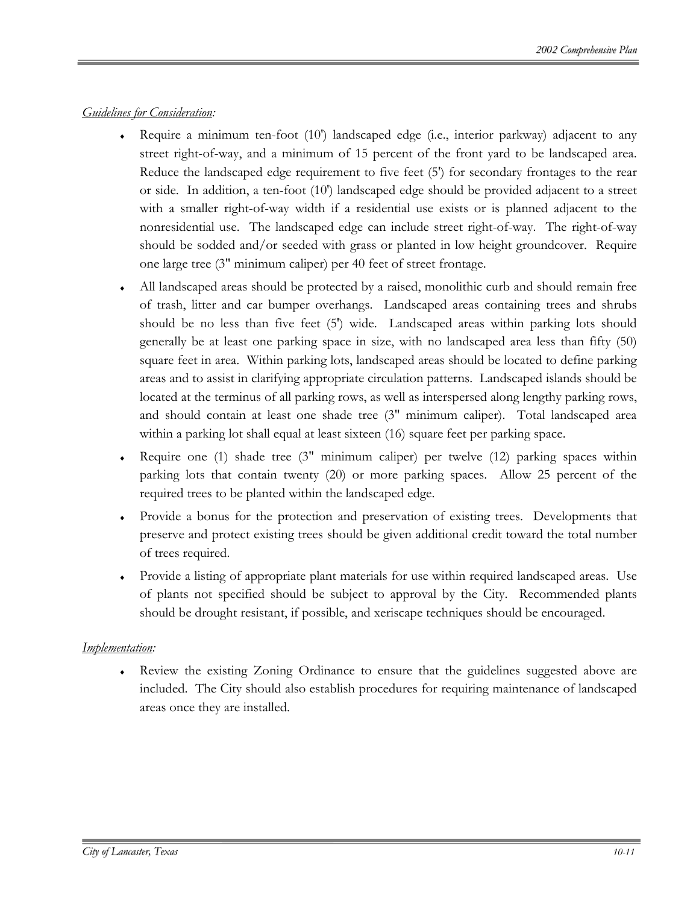*Guidelines for Consideration:*

- Require a minimum ten-foot (10') landscaped edge (i.e., interior parkway) adjacent to any street right-of-way, and a minimum of 15 percent of the front yard to be landscaped area. Reduce the landscaped edge requirement to five feet (5') for secondary frontages to the rear or side. In addition, a ten-foot (10') landscaped edge should be provided adjacent to a street with a smaller right-of-way width if a residential use exists or is planned adjacent to the nonresidential use. The landscaped edge can include street right-of-way. The right-of-way should be sodded and/or seeded with grass or planted in low height groundcover. Require one large tree (3" minimum caliper) per 40 feet of street frontage.
- All landscaped areas should be protected by a raised, monolithic curb and should remain free of trash, litter and car bumper overhangs. Landscaped areas containing trees and shrubs should be no less than five feet (5') wide. Landscaped areas within parking lots should generally be at least one parking space in size, with no landscaped area less than fifty (50) square feet in area. Within parking lots, landscaped areas should be located to define parking areas and to assist in clarifying appropriate circulation patterns. Landscaped islands should be located at the terminus of all parking rows, as well as interspersed along lengthy parking rows, and should contain at least one shade tree (3" minimum caliper). Total landscaped area within a parking lot shall equal at least sixteen (16) square feet per parking space.
- Require one (1) shade tree (3" minimum caliper) per twelve (12) parking spaces within parking lots that contain twenty (20) or more parking spaces. Allow 25 percent of the required trees to be planted within the landscaped edge.
- Provide a bonus for the protection and preservation of existing trees. Developments that preserve and protect existing trees should be given additional credit toward the total number of trees required.
- Provide a listing of appropriate plant materials for use within required landscaped areas. Use of plants not specified should be subject to approval by the City. Recommended plants should be drought resistant, if possible, and xeriscape techniques should be encouraged.

*Implementation:*

- Review the existing Zoning Ordinance to ensure that the guidelines suggested above are included. The City should also establish procedures for requiring maintenance of landscaped areas once they are installed.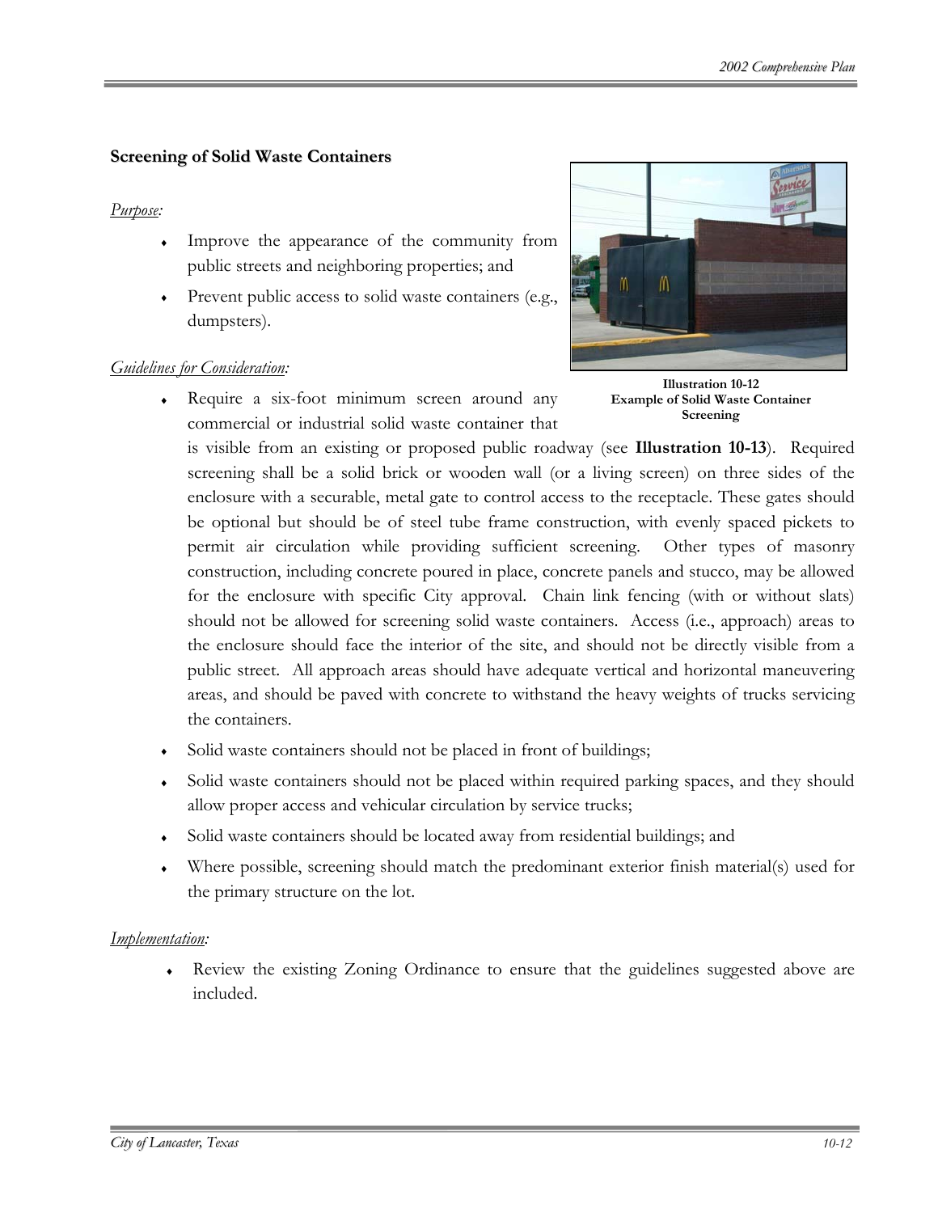## Screening of Solid Waste Containers

*Purpose:*

- Improve the appearance of the community from public streets and neighboring properties; and
- Prevent public access to solid waste containers (e.g., dumpsters).

**Illustration 10-12**
**Example of Solid Waste Container Screening**

*Guidelines for Consideration:*

- Require a six-foot minimum screen around any commercial or industrial solid waste container that is visible from an existing or proposed public roadway (see **Illustration 10-13**). Required screening shall be a solid brick or wooden wall (or a living screen) on three sides of the enclosure with a securable, metal gate to control access to the receptacle. These gates should be optional but should be of steel tube frame construction, with evenly spaced pickets to permit air circulation while providing sufficient screening. Other types of masonry construction, including concrete poured in place, concrete panels and stucco, may be allowed for the enclosure with specific City approval. Chain link fencing (with or without slats) should not be allowed for screening solid waste containers. Access (i.e., approach) areas to the enclosure should face the interior of the site, and should not be directly visible from a public street. All approach areas should have adequate vertical and horizontal maneuvering areas, and should be paved with concrete to withstand the heavy weights of trucks servicing the containers.
- Solid waste containers should not be placed in front of buildings;
- Solid waste containers should not be placed within required parking spaces, and they should allow proper access and vehicular circulation by service trucks;
- Solid waste containers should be located away from residential buildings; and
- Where possible, screening should match the predominant exterior finish material(s) used for the primary structure on the lot.

*Implementation:*

- Review the existing Zoning Ordinance to ensure that the guidelines suggested above are included.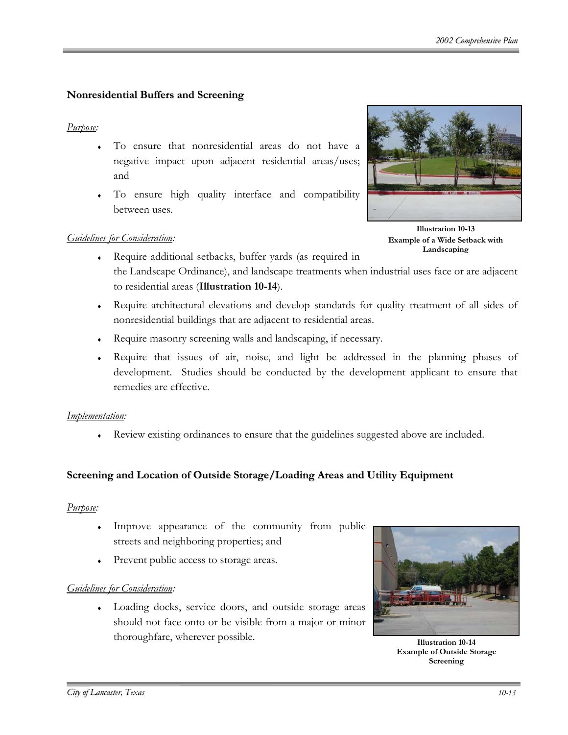## Nonresidential Buffers and Screening

*Purpose:*

- To ensure that nonresidential areas do not have a negative impact upon adjacent residential areas/uses; and
- To ensure high quality interface and compatibility between uses.

**Illustration 10-13**
**Example of a Wide Setback with Landscaping**

*Guidelines for Consideration:*

- Require additional setbacks, buffer yards (as required in the Landscape Ordinance), and landscape treatments when industrial uses face or are adjacent to residential areas (**Illustration 10-14**).
- Require architectural elevations and develop standards for quality treatment of all sides of nonresidential buildings that are adjacent to residential areas.
- Require masonry screening walls and landscaping, if necessary.
- Require that issues of air, noise, and light be addressed in the planning phases of development. Studies should be conducted by the development applicant to ensure that remedies are effective.

*Implementation:*

- Review existing ordinances to ensure that the guidelines suggested above are included.

## Screening and Location of Outside Storage/Loading Areas and Utility Equipment

*Purpose:*

- Improve appearance of the community from public streets and neighboring properties; and
- Prevent public access to storage areas.

*Guidelines for Consideration:*

- Loading docks, service doors, and outside storage areas should not face onto or be visible from a major or minor thoroughfare, wherever possible.

**Illustration 10-14**
**Example of Outside Storage Screening**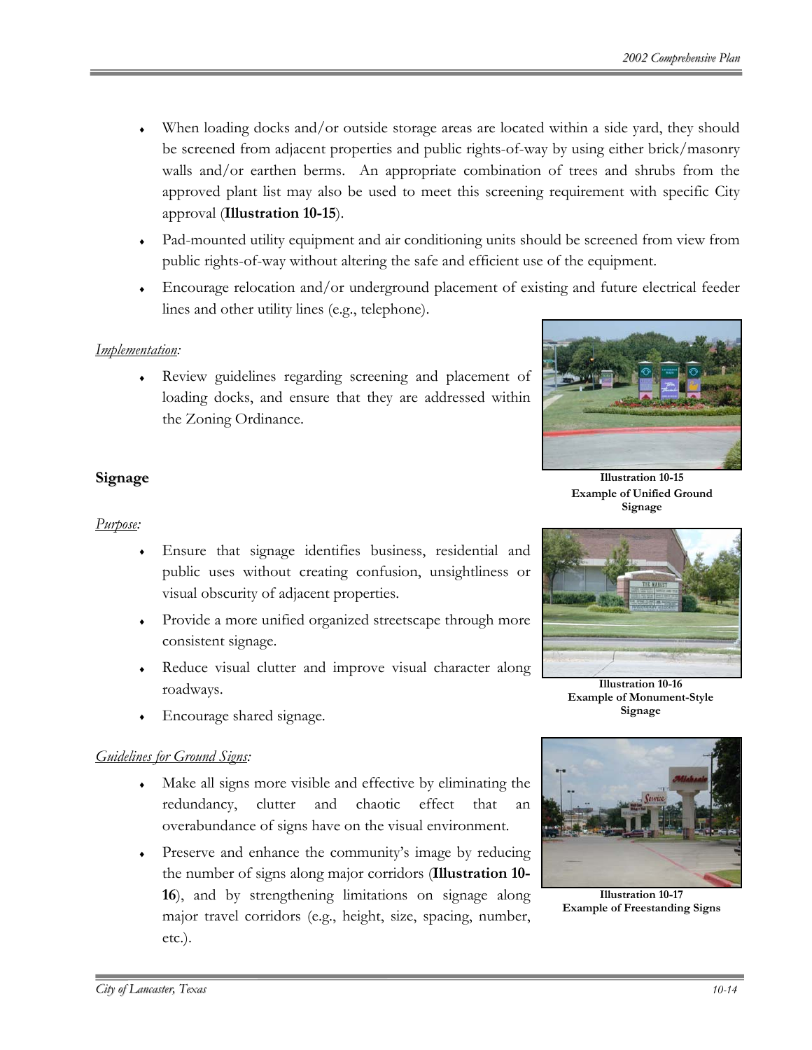- When loading docks and/or outside storage areas are located within a side yard, they should be screened from adjacent properties and public rights-of-way by using either brick/masonry walls and/or earthen berms. An appropriate combination of trees and shrubs from the approved plant list may also be used to meet this screening requirement with specific City approval (**Illustration 10-15**).
- Pad-mounted utility equipment and air conditioning units should be screened from view from public rights-of-way without altering the safe and efficient use of the equipment.
- Encourage relocation and/or underground placement of existing and future electrical feeder lines and other utility lines (e.g., telephone).

*Implementation:*

- Review guidelines regarding screening and placement of loading docks, and ensure that they are addressed within the Zoning Ordinance.

**Illustration 10-15**
**Example of Unified Ground Signage**

## Signage

*Purpose:*

- Ensure that signage identifies business, residential and public uses without creating confusion, unsightliness or visual obscurity of adjacent properties.
- Provide a more unified organized streetscape through more consistent signage.
- Reduce visual clutter and improve visual character along roadways.
- Encourage shared signage.

**Illustration 10-16**
**Example of Monument-Style Signage**

*Guidelines for Ground Signs:*

- Make all signs more visible and effective by eliminating the redundancy, clutter and chaotic effect that an overabundance of signs have on the visual environment.
- Preserve and enhance the community's image by reducing the number of signs along major corridors (**Illustration 10-16**), and by strengthening limitations on signage along major travel corridors (e.g., height, size, spacing, number, etc.).

**Illustration 10-17**
**Example of Freestanding Signs**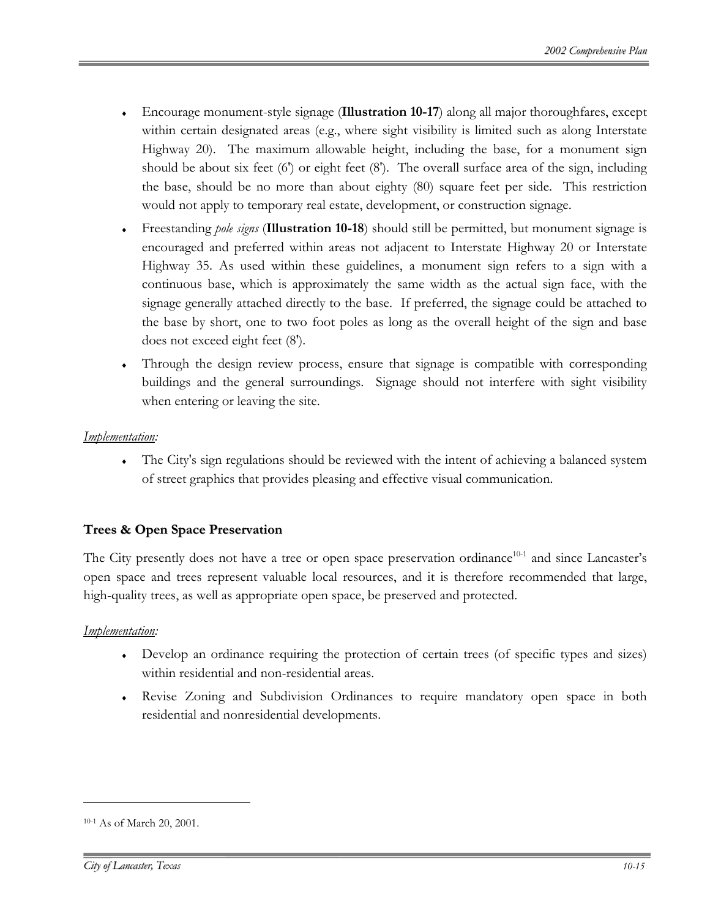- Encourage monument-style signage (**Illustration 10-17**) along all major thoroughfares, except within certain designated areas (e.g., where sight visibility is limited such as along Interstate Highway 20). The maximum allowable height, including the base, for a monument sign should be about six feet (6') or eight feet (8'). The overall surface area of the sign, including the base, should be no more than about eighty (80) square feet per side. This restriction would not apply to temporary real estate, development, or construction signage.
- Freestanding *pole signs* (**Illustration 10-18**) should still be permitted, but monument signage is encouraged and preferred within areas not adjacent to Interstate Highway 20 or Interstate Highway 35. As used within these guidelines, a monument sign refers to a sign with a continuous base, which is approximately the same width as the actual sign face, with the signage generally attached directly to the base. If preferred, the signage could be attached to the base by short, one to two foot poles as long as the overall height of the sign and base does not exceed eight feet (8').
- Through the design review process, ensure that signage is compatible with corresponding buildings and the general surroundings. Signage should not interfere with sight visibility when entering or leaving the site.

*Implementation:*

- The City's sign regulations should be reviewed with the intent of achieving a balanced system of street graphics that provides pleasing and effective visual communication.

### Trees & Open Space Preservation

The City presently does not have a tree or open space preservation ordinance[10-1] and since Lancaster's open space and trees represent valuable local resources, and it is therefore recommended that large, high-quality trees, as well as appropriate open space, be preserved and protected.

*Implementation:*

- Develop an ordinance requiring the protection of certain trees (of specific types and sizes) within residential and non-residential areas.
- Revise Zoning and Subdivision Ordinances to require mandatory open space in both residential and nonresidential developments.

---

[10-1] As of March 20, 2001.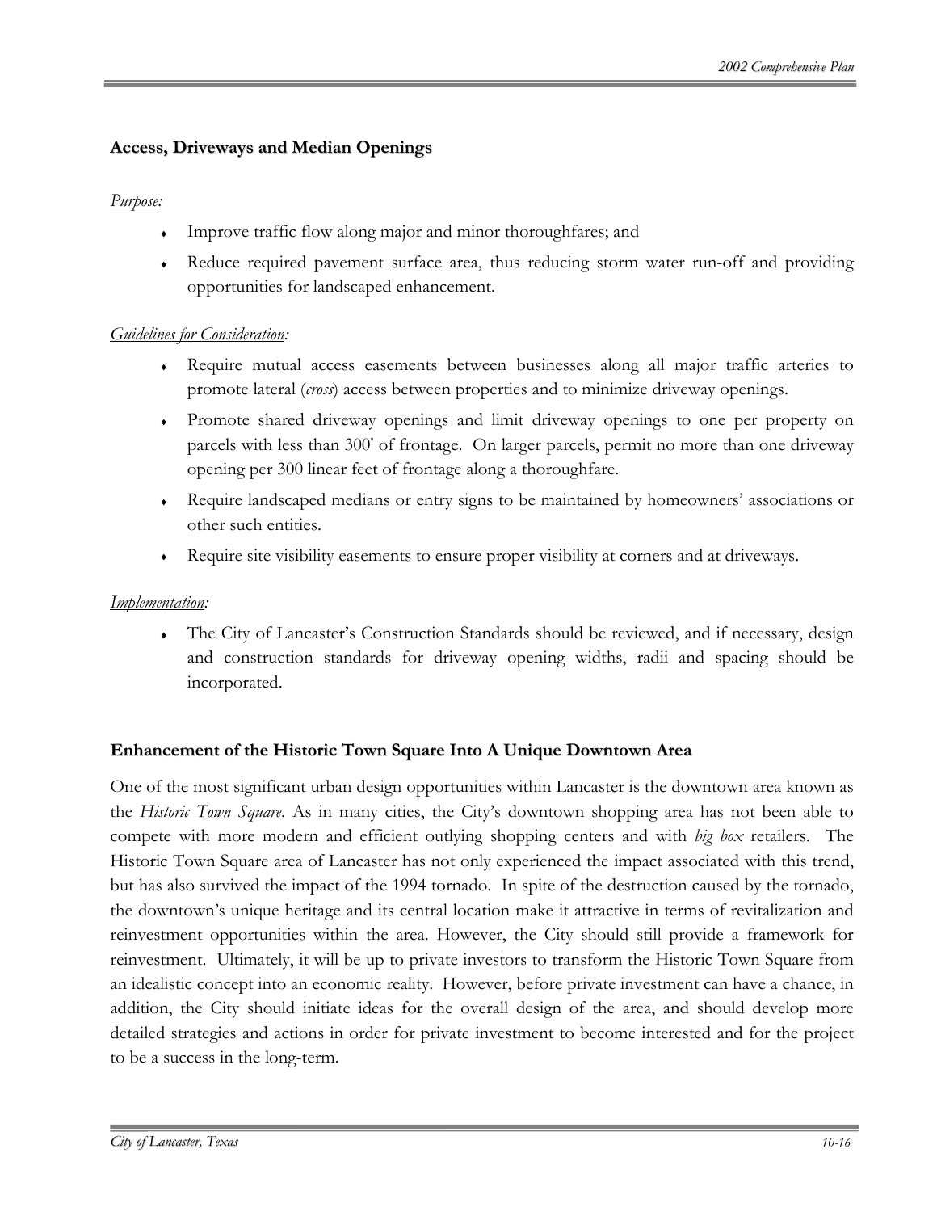### Access, Driveways and Median Openings

*Purpose:*

- Improve traffic flow along major and minor thoroughfares; and
- Reduce required pavement surface area, thus reducing storm water run-off and providing opportunities for landscaped enhancement.

*Guidelines for Consideration:*

- Require mutual access easements between businesses along all major traffic arteries to promote lateral (*cross*) access between properties and to minimize driveway openings.
- Promote shared driveway openings and limit driveway openings to one per property on parcels with less than 300' of frontage. On larger parcels, permit no more than one driveway opening per 300 linear feet of frontage along a thoroughfare.
- Require landscaped medians or entry signs to be maintained by homeowners' associations or other such entities.
- Require site visibility easements to ensure proper visibility at corners and at driveways.

*Implementation:*

- The City of Lancaster's Construction Standards should be reviewed, and if necessary, design and construction standards for driveway opening widths, radii and spacing should be incorporated.

### Enhancement of the Historic Town Square Into A Unique Downtown Area

One of the most significant urban design opportunities within Lancaster is the downtown area known as the *Historic Town Square*. As in many cities, the City's downtown shopping area has not been able to compete with more modern and efficient outlying shopping centers and with *big box* retailers. The Historic Town Square area of Lancaster has not only experienced the impact associated with this trend, but has also survived the impact of the 1994 tornado. In spite of the destruction caused by the tornado, the downtown's unique heritage and its central location make it attractive in terms of revitalization and reinvestment opportunities within the area. However, the City should still provide a framework for reinvestment. Ultimately, it will be up to private investors to transform the Historic Town Square from an idealistic concept into an economic reality. However, before private investment can have a chance, in addition, the City should initiate ideas for the overall design of the area, and should develop more detailed strategies and actions in order for private investment to become interested and for the project to be a success in the long-term.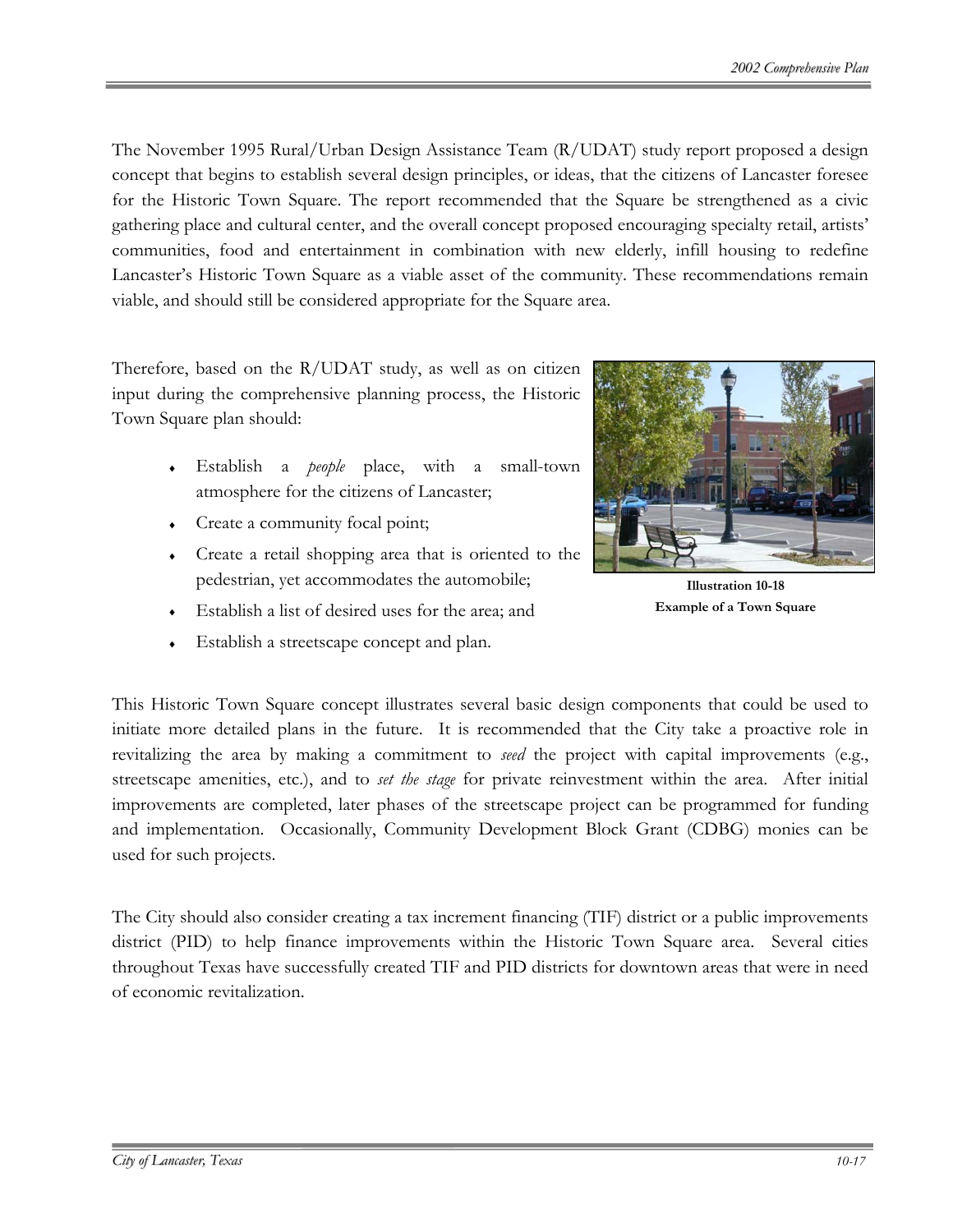The November 1995 Rural/Urban Design Assistance Team (R/UDAT) study report proposed a design concept that begins to establish several design principles, or ideas, that the citizens of Lancaster foresee for the Historic Town Square. The report recommended that the Square be strengthened as a civic gathering place and cultural center, and the overall concept proposed encouraging specialty retail, artists' communities, food and entertainment in combination with new elderly, infill housing to redefine Lancaster's Historic Town Square as a viable asset of the community. These recommendations remain viable, and should still be considered appropriate for the Square area.

Therefore, based on the R/UDAT study, as well as on citizen input during the comprehensive planning process, the Historic Town Square plan should:

- Establish a *people* place, with a small-town atmosphere for the citizens of Lancaster;
- Create a community focal point;
- Create a retail shopping area that is oriented to the pedestrian, yet accommodates the automobile;
- Establish a list of desired uses for the area; and
- Establish a streetscape concept and plan.

**Illustration 10-18**
**Example of a Town Square**

This Historic Town Square concept illustrates several basic design components that could be used to initiate more detailed plans in the future. It is recommended that the City take a proactive role in revitalizing the area by making a commitment to *seed* the project with capital improvements (e.g., streetscape amenities, etc.), and to *set the stage* for private reinvestment within the area. After initial improvements are completed, later phases of the streetscape project can be programmed for funding and implementation. Occasionally, Community Development Block Grant (CDBG) monies can be used for such projects.

The City should also consider creating a tax increment financing (TIF) district or a public improvements district (PID) to help finance improvements within the Historic Town Square area. Several cities throughout Texas have successfully created TIF and PID districts for downtown areas that were in need of economic revitalization.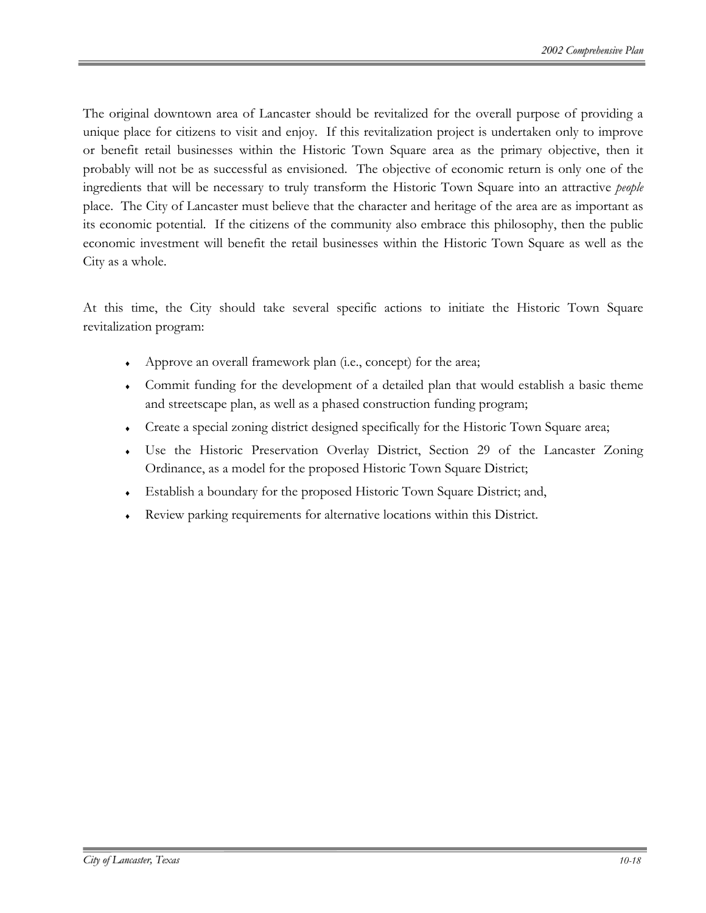The original downtown area of Lancaster should be revitalized for the overall purpose of providing a unique place for citizens to visit and enjoy. If this revitalization project is undertaken only to improve or benefit retail businesses within the Historic Town Square area as the primary objective, then it probably will not be as successful as envisioned. The objective of economic return is only one of the ingredients that will be necessary to truly transform the Historic Town Square into an attractive *people* place. The City of Lancaster must believe that the character and heritage of the area are as important as its economic potential. If the citizens of the community also embrace this philosophy, then the public economic investment will benefit the retail businesses within the Historic Town Square as well as the City as a whole.

At this time, the City should take several specific actions to initiate the Historic Town Square revitalization program:

- Approve an overall framework plan (i.e., concept) for the area;
- Commit funding for the development of a detailed plan that would establish a basic theme and streetscape plan, as well as a phased construction funding program;
- Create a special zoning district designed specifically for the Historic Town Square area;
- Use the Historic Preservation Overlay District, Section 29 of the Lancaster Zoning Ordinance, as a model for the proposed Historic Town Square District;
- Establish a boundary for the proposed Historic Town Square District; and,
- Review parking requirements for alternative locations within this District.